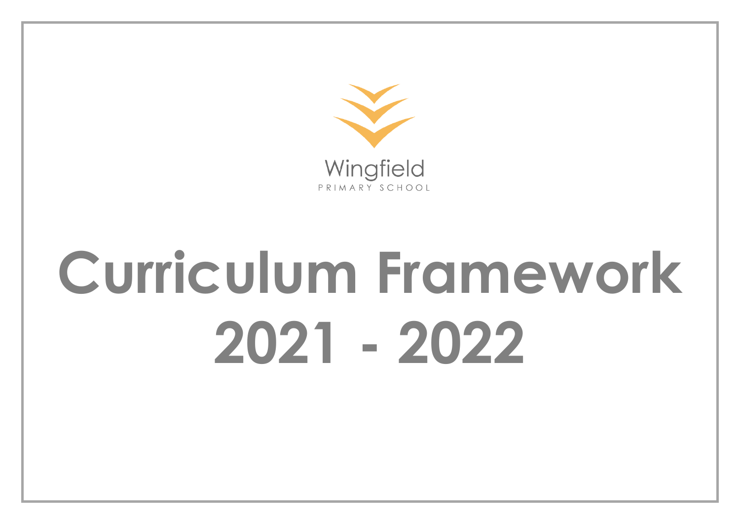Wingfield

PRIMARY SCHOOL

# Curriculum Framework 2021 - 2022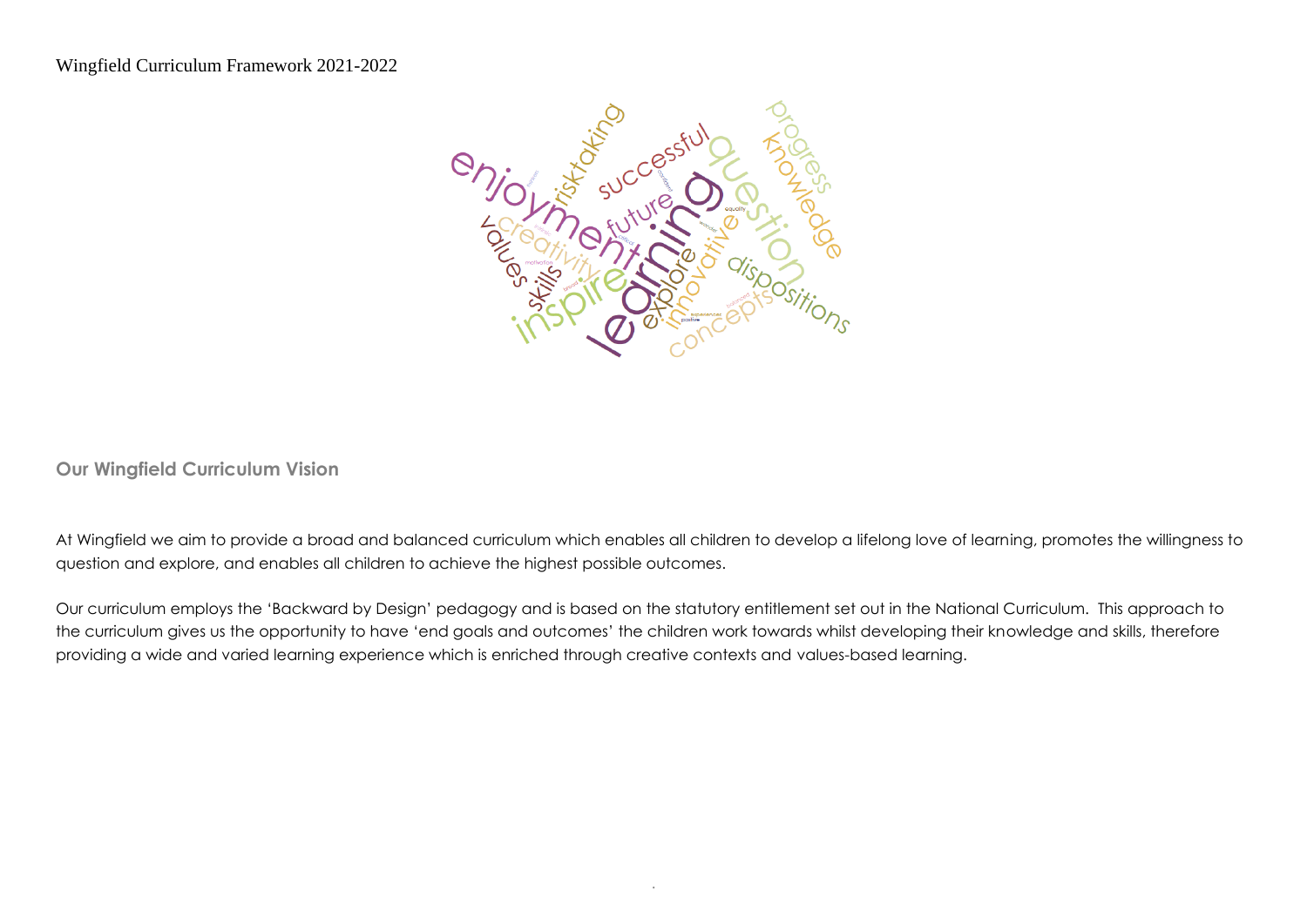Wingfield Curriculum Framework 2021-2022

## Our Wingfield Curriculum Vision

At Wingfield we aim to provide a broad and balanced curriculum which enables all children to develop a lifelong love of learning, promotes the willingness to question and explore, and enables all children to achieve the highest possible outcomes.

Our curriculum employs the 'Backward by Design' pedagogy and is based on the statutory entitlement set out in the National Curriculum. This approach to the curriculum gives us the opportunity to have 'end goals and outcomes' the children work towards whilst developing their knowledge and skills, therefore providing a wide and varied learning experience which is enriched through creative contexts and values-based learning.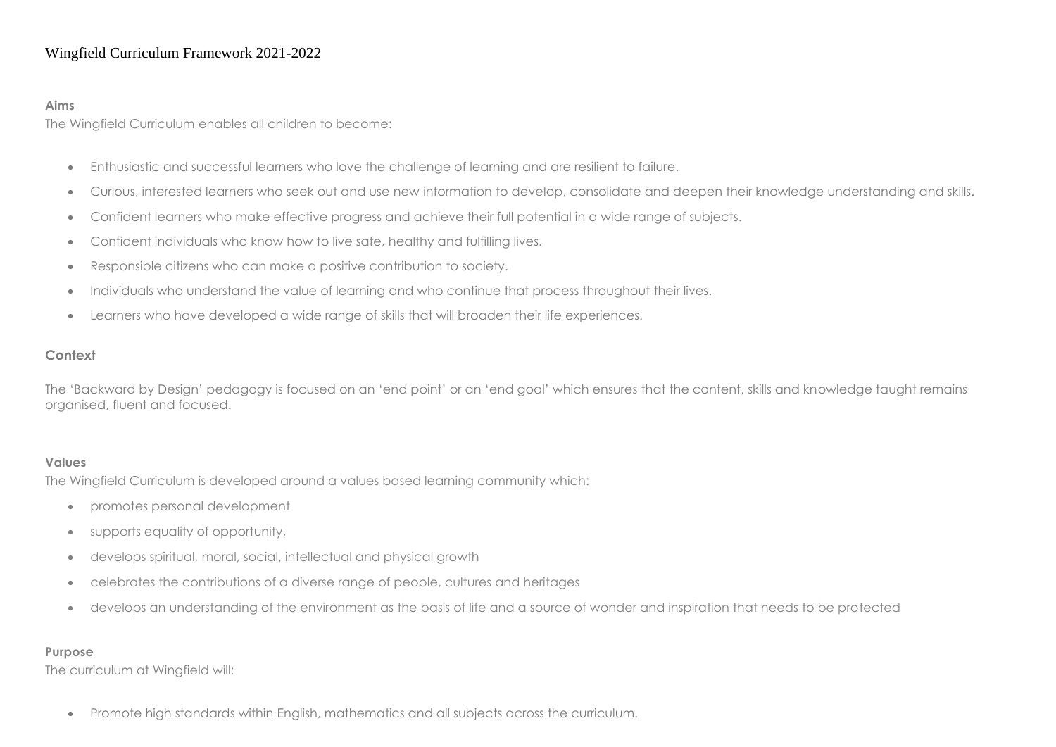# Wingfield Curriculum Framework 2021-2022

**Aims**

The Wingfield Curriculum enables all children to become:

- Enthusiastic and successful learners who love the challenge of learning and are resilient to failure.
- Curious, interested learners who seek out and use new information to develop, consolidate and deepen their knowledge understanding and skills.
- Confident learners who make effective progress and achieve their full potential in a wide range of subjects.
- Confident individuals who know how to live safe, healthy and fulfilling lives.
- Responsible citizens who can make a positive contribution to society.
- Individuals who understand the value of learning and who continue that process throughout their lives.
- Learners who have developed a wide range of skills that will broaden their life experiences.

## Context

The 'Backward by Design' pedagogy is focused on an 'end point' or an 'end goal' which ensures that the content, skills and knowledge taught remains organised, fluent and focused.

**Values**

The Wingfield Curriculum is developed around a values based learning community which:

- promotes personal development
- supports equality of opportunity,
- develops spiritual, moral, social, intellectual and physical growth
- celebrates the contributions of a diverse range of people, cultures and heritages
- develops an understanding of the environment as the basis of life and a source of wonder and inspiration that needs to be protected

**Purpose**

The curriculum at Wingfield will:

- Promote high standards within English, mathematics and all subjects across the curriculum.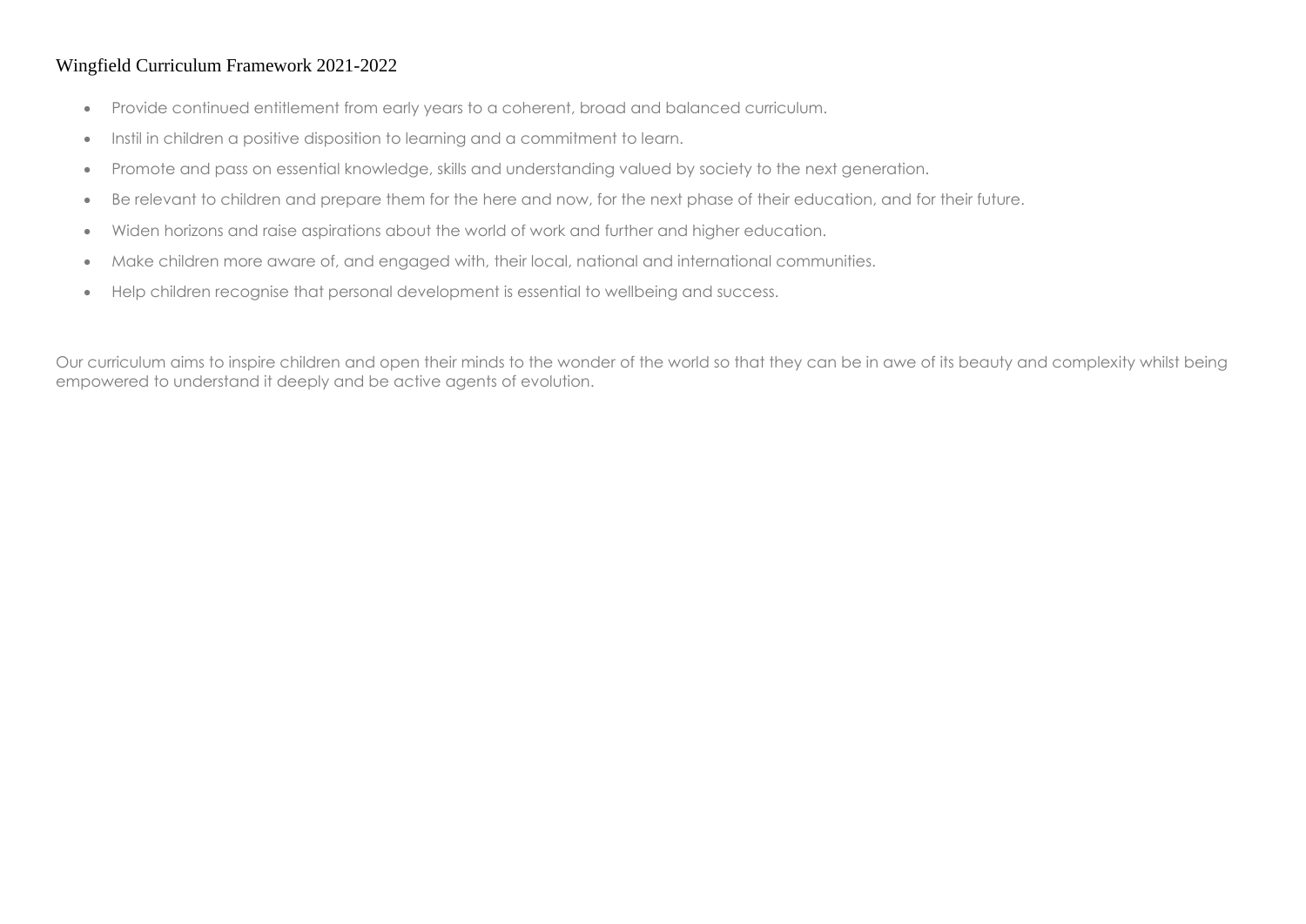# Wingfield Curriculum Framework 2021-2022

- Provide continued entitlement from early years to a coherent, broad and balanced curriculum.
- Instil in children a positive disposition to learning and a commitment to learn.
- Promote and pass on essential knowledge, skills and understanding valued by society to the next generation.
- Be relevant to children and prepare them for the here and now, for the next phase of their education, and for their future.
- Widen horizons and raise aspirations about the world of work and further and higher education.
- Make children more aware of, and engaged with, their local, national and international communities.
- Help children recognise that personal development is essential to wellbeing and success.

Our curriculum aims to inspire children and open their minds to the wonder of the world so that they can be in awe of its beauty and complexity whilst being empowered to understand it deeply and be active agents of evolution.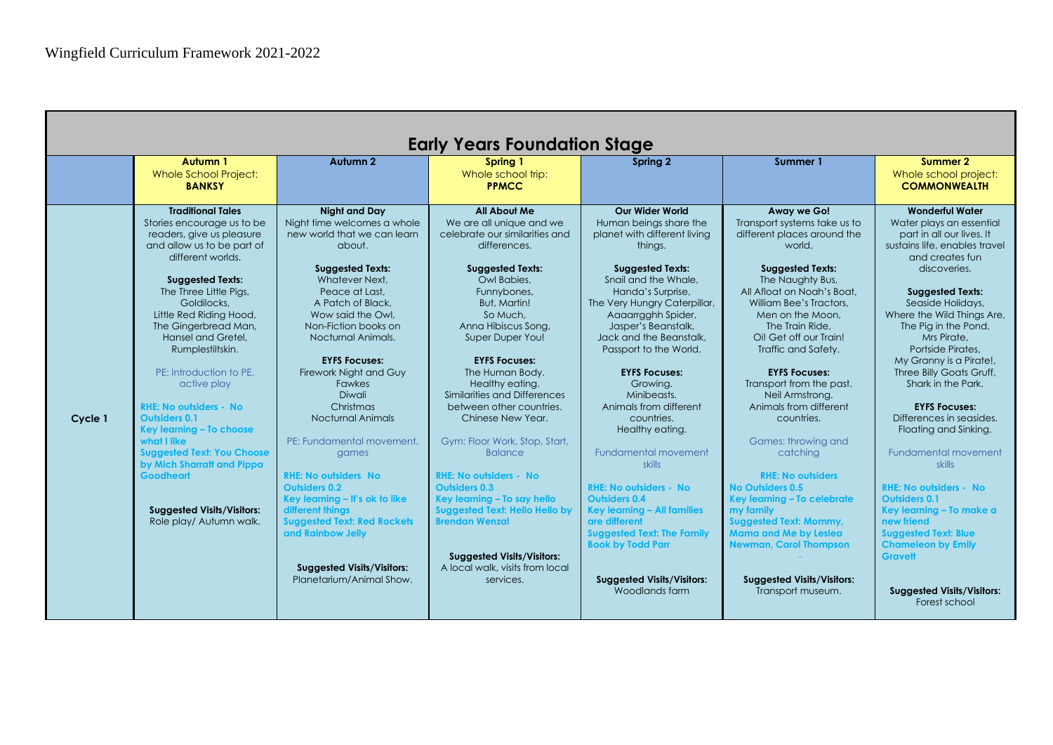# Wingfield Curriculum Framework 2021-2022

## Early Years Foundation Stage

| | Autumn 1<br>Whole School Project:<br>**BANKSY** | Autumn 2 | Spring 1<br>Whole school trip:<br>**PPMCC** | Spring 2 | Summer 1 | Summer 2<br>Whole school project:<br>**COMMONWEALTH** |
|---|---|---|---|---|---|---|
| **Cycle 1** | **Traditional Tales**<br>Stories encourage us to be readers, give us pleasure and allow us to be part of different worlds.<br><br>**Suggested Texts:**<br>The Three Little Pigs,<br>Goldilocks,<br>Little Red Riding Hood,<br>The Gingerbread Man,<br>Hansel and Gretel,<br>Rumplestiltskin.<br><br>PE: Introduction to PE, active play<br><br>**RHE: No outsiders - No Outsiders 0.1**<br>**Key learning – To choose what I like**<br>**Suggested Text: You Choose by Mich Sharratt and Pippa Goodheart**<br><br>**Suggested Visits/Visitors:**<br>Role play/ Autumn walk. | **Night and Day**<br>Night time welcomes a whole new world that we can learn about.<br><br>**Suggested Texts:**<br>Whatever Next,<br>Peace at Last,<br>A Patch of Black,<br>Wow said the Owl,<br>Non-Fiction books on Nocturnal Animals.<br><br>**EYFS Focuses:**<br>Firework Night and Guy Fawkes<br>Diwali<br>Christmas<br>Nocturnal Animals<br><br>PE: Fundamental movement, games<br><br>**RHE: No outsiders No Outsiders 0.2**<br>**Key learning – It's ok to like different things**<br>**Suggested Text: Red Rockets and Rainbow Jelly**<br><br>**Suggested Visits/Visitors:**<br>Planetarium/Animal Show. | **All About Me**<br>We are all unique and we celebrate our similarities and differences.<br><br>**Suggested Texts:**<br>Owl Babies,<br>Funnybones,<br>But, Martin!<br>So Much,<br>Anna Hibiscus Song,<br>Super Duper You!<br><br>**EYFS Focuses:**<br>The Human Body.<br>Healthy eating.<br>Similarities and Differences between other countries.<br>Chinese New Year.<br><br>Gym: Floor Work, Stop, Start, Balance<br><br>**RHE: No outsiders - No Outsiders 0.3**<br>**Key learning – To say hello**<br>**Suggested Text: Hello Hello by Brendan Wenzal**<br><br>**Suggested Visits/Visitors:**<br>A local walk, visits from local services. | **Our Wider World**<br>Human beings share the planet with different living things.<br><br>**Suggested Texts:**<br>Snail and the Whale,<br>Handa's Surprise,<br>The Very Hungry Caterpillar,<br>Aaaarrgghh Spider,<br>Jasper's Beanstalk,<br>Jack and the Beanstalk,<br>Passport to the World.<br><br>**EYFS Focuses:**<br>Growing.<br>Minibeasts.<br>Animals from different countries.<br>Healthy eating.<br><br>Fundamental movement skills<br><br>**RHE: No outsiders - No Outsiders 0.4**<br>**Key learning – All families are different**<br>**Suggested Text: The Family Book by Todd Parr**<br><br>**Suggested Visits/Visitors:**<br>Woodlands farm | **Away we Go!**<br>Transport systems take us to different places around the world.<br><br>**Suggested Texts:**<br>The Naughty Bus,<br>All Afloat on Noah's Boat,<br>William Bee's Tractors,<br>Men on the Moon,<br>The Train Ride,<br>Oi! Get off our Train!<br>Traffic and Safety.<br><br>**EYFS Focuses:**<br>Transport from the past.<br>Neil Armstrong.<br>Animals from different countries.<br><br>Games: throwing and catching<br><br>**RHE: No outsiders**<br>**No Outsiders 0.5**<br>**Key learning – To celebrate my family**<br>**Suggested Text: Mommy, Mama and Me by Leslea Newman, Carol Thompson**<br>-<br><br>**Suggested Visits/Visitors:**<br>Transport museum. | **Wonderful Water**<br>Water plays an essential part in all our lives. It sustains life, enables travel and creates fun discoveries.<br><br>**Suggested Texts:**<br>Seaside Holidays,<br>Where the Wild Things Are,<br>The Pig in the Pond,<br>Mrs Pirate,<br>Portside Pirates,<br>My Granny is a Pirate!,<br>Three Billy Goats Gruff,<br>Shark in the Park.<br><br>**EYFS Focuses:**<br>Differences in seasides.<br>Floating and Sinking.<br><br>Fundamental movement skills<br><br>**RHE: No outsiders - No Outsiders 0.1**<br>**Key learning – To make a new friend**<br>**Suggested Text: Blue Chameleon by Emily Gravett**<br><br>**Suggested Visits/Visitors:**<br>Forest school |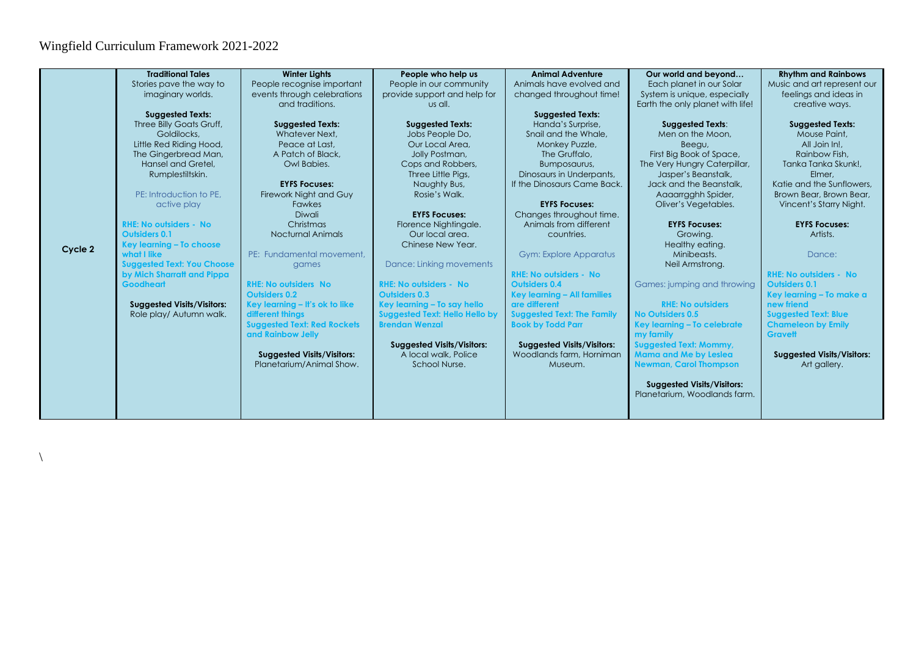# Wingfield Curriculum Framework 2021-2022

| | Traditional Tales | Winter Lights | People who help us | Animal Adventure | Our world and beyond… | Rhythm and Rainbows |
|---|---|---|---|---|---|---|
| **Cycle 2** | Stories pave the way to imaginary worlds.<br><br>**Suggested Texts:**<br>Three Billy Goats Gruff,<br>Goldilocks,<br>Little Red Riding Hood,<br>The Gingerbread Man,<br>Hansel and Gretel,<br>Rumplestiltskin.<br><br>PE: Introduction to PE, active play<br><br>**RHE: No outsiders - No Outsiders 0.1**<br>**Key learning – To choose what I like**<br>**Suggested Text: You Choose by Mich Sharratt and Pippa Goodheart**<br><br>**Suggested Visits/Visitors:**<br>Role play/ Autumn walk. | People recognise important events through celebrations and traditions.<br><br>**Suggested Texts:**<br>Whatever Next,<br>Peace at Last,<br>A Patch of Black,<br>Owl Babies.<br><br>**EYFS Focuses:**<br>Firework Night and Guy Fawkes<br>Diwali<br>Christmas<br>Nocturnal Animals<br><br>PE: Fundamental movement, games<br><br>**RHE: No outsiders No Outsiders 0.2**<br>**Key learning – It's ok to like different things**<br>**Suggested Text: Red Rockets and Rainbow Jelly**<br><br>**Suggested Visits/Visitors:**<br>Planetarium/Animal Show. | People in our community provide support and help for us all.<br><br>**Suggested Texts:**<br>Jobs People Do,<br>Our Local Area,<br>Jolly Postman,<br>Cops and Robbers,<br>Three Little Pigs,<br>Naughty Bus,<br>Rosie's Walk.<br><br>**EYFS Focuses:**<br>Florence Nightingale.<br>Our local area.<br>Chinese New Year.<br><br>Dance: Linking movements<br><br>**RHE: No outsiders - No Outsiders 0.3**<br>**Key learning – To say hello**<br>**Suggested Text: Hello Hello by Brendan Wenzal**<br><br>**Suggested Visits/Visitors:**<br>A local walk, Police<br>School Nurse. | Animals have evolved and changed throughout time!<br><br>**Suggested Texts:**<br>Handa's Surprise,<br>Snail and the Whale,<br>Monkey Puzzle,<br>The Gruffalo,<br>Bumposaurus,<br>Dinosaurs in Underpants,<br>If the Dinosaurs Came Back.<br><br>**EYFS Focuses:**<br>Changes throughout time.<br>Animals from different countries.<br><br>Gym: Explore Apparatus<br><br>**RHE: No outsiders - No Outsiders 0.4**<br>**Key learning – All families are different**<br>**Suggested Text: The Family Book by Todd Parr**<br><br>**Suggested Visits/Visitors:**<br>Woodlands farm, Horniman Museum. | Each planet in our Solar System is unique, especially Earth the only planet with life!<br><br>**Suggested Texts**:<br>Men on the Moon,<br>Beegu,<br>First Big Book of Space,<br>The Very Hungry Caterpillar,<br>Jasper's Beanstalk,<br>Jack and the Beanstalk,<br>Aaaarrgghh Spider,<br>Oliver's Vegetables.<br><br>**EYFS Focuses:**<br>Growing.<br>Healthy eating.<br>Minibeasts.<br>Neil Armstrong.<br><br>Games: jumping and throwing<br><br>**RHE: No outsiders No Outsiders 0.5**<br>**Key learning – To celebrate my family**<br>**Suggested Text: Mommy, Mama and Me by Leslea Newman, Carol Thompson**<br><br>**Suggested Visits/Visitors:**<br>Planetarium, Woodlands farm. | Music and art represent our feelings and ideas in creative ways.<br><br>**Suggested Texts:**<br>Mouse Paint,<br>All Join In!,<br>Rainbow Fish,<br>Tanka Tanka Skunk!,<br>Elmer,<br>Katie and the Sunflowers,<br>Brown Bear, Brown Bear,<br>Vincent's Starry Night.<br><br>**EYFS Focuses:**<br>Artists.<br><br>Dance:<br><br>**RHE: No outsiders - No Outsiders 0.1**<br>**Key learning – To make a new friend**<br>**Suggested Text: Blue Chameleon by Emily Gravett**<br><br>**Suggested Visits/Visitors:**<br>Art gallery. |

\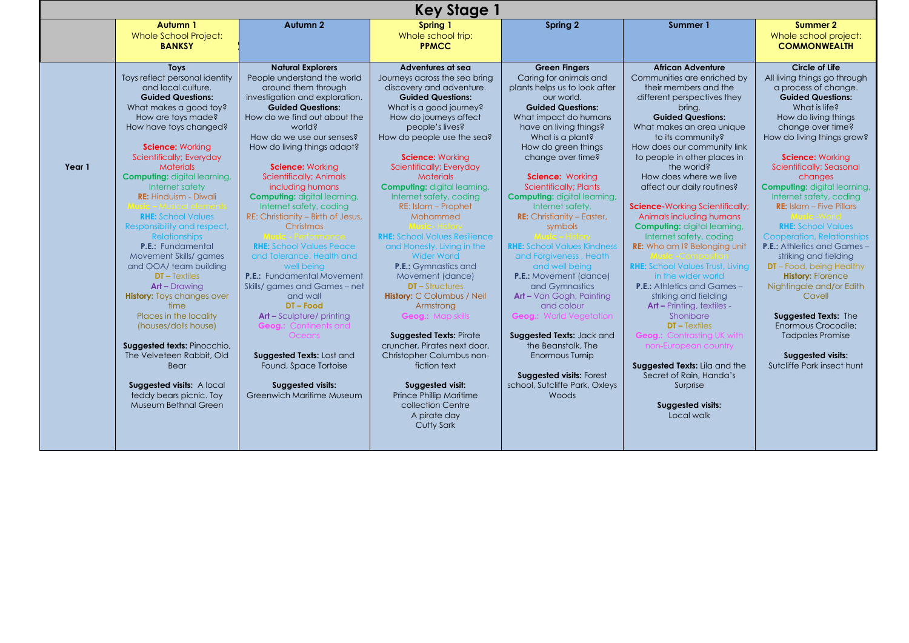# Key Stage 1

| | Autumn 1<br>Whole School Project:<br>**BANKSY** | Autumn 2 | Spring 1<br>Whole school trip:<br>**PPMCC** | Spring 2 | Summer 1 | Summer 2<br>Whole school project:<br>**COMMONWEALTH** |
|---|---|---|---|---|---|---|
| **Year 1** | **Toys**<br>Toys reflect personal identity and local culture.<br>**Guided Questions:**<br>What makes a good toy?<br>How are toys made?<br>How have toys changed?<br><br>**Science:** Working Scientifically; Everyday Materials<br>**Computing:** digital learning, Internet safety<br>**RE:** Hinduism - Diwali<br>**Music** – Musical elements<br>**RHE:** School Values Responsibility and respect, Relationships<br>**P.E.:** Fundamental Movement Skills/ games and OOA/ team building<br>**DT** – Textiles<br>**Art** – Drawing<br>**History:** Toys changes over time<br>Places in the locality (houses/dolls house)<br><br>**Suggested texts:** Pinocchio, The Velveteen Rabbit, Old Bear<br><br>**Suggested visits:** A local teddy bears picnic. Toy Museum Bethnal Green | **Natural Explorers**<br>People understand the world around them through investigation and exploration.<br>**Guided Questions:**<br>How do we find out about the world?<br>How do we use our senses?<br>How do living things adapt?<br><br>**Science:** Working Scientifically; Animals including humans<br>**Computing:** digital learning, Internet safety, coding<br>RE: Christianity – Birth of Jesus, Christmas<br>**Music** - Performance<br>**RHE:** School Values Peace and Tolerance, Health and well being<br>**P.E.:** Fundamental Movement Skills/ games and Games – net and wall<br>**DT – Food**<br>**Art** – Sculpture/ printing<br>**Geog.:** Continents and Oceans<br><br>**Suggested Texts:** Lost and Found, Space Tortoise<br><br>**Suggested visits:**<br>Greenwich Maritime Museum | **Adventures at sea**<br>Journeys across the sea bring discovery and adventure.<br>**Guided Questions:**<br>What is a good journey?<br>How do journeys affect people's lives?<br>How do people use the sea?<br><br>**Science:** Working Scientifically; Everyday Materials<br>**Computing:** digital learning, Internet safety, coding<br>RE: Islam – Prophet Mohammed<br>**Music**- History<br>**RHE:** School Values Resilience and Honesty, Living in the Wider World<br>**P.E.:** Gymnastics and Movement (dance)<br>**DT** – Structures<br>**History:** C Columbus / Neil Armstrong<br>**Geog.:** Map skills<br><br>**Suggested Texts:** Pirate cruncher, Pirates next door, Christopher Columbus non-fiction text<br><br>**Suggested visit:**<br>Prince Phillip Maritime collection Centre<br>A pirate day<br>Cutty Sark | **Green Fingers**<br>Caring for animals and plants helps us to look after our world.<br>**Guided Questions:**<br>What impact do humans have on living things?<br>What is a plant?<br>How do green things change over time?<br><br>**Science:** Working Scientifically; Plants<br>**Computing:** digital learning, Internet safety,<br>**RE:** Christianity – Easter, symbols<br>**Music** – History<br>**RHE:** School Values Kindness and Forgiveness , Heath and well being<br>**P.E.:** Movement (dance) and Gymnastics<br>**Art** – Van Gogh, Painting and colour<br>**Geog.:** World Vegetation<br><br>**Suggested Texts:** Jack and the Beanstalk, The Enormous Turnip<br><br>**Suggested visits:** Forest school, Sutcliffe Park, Oxleys Woods | **African Adventure**<br>Communities are enriched by their members and the different perspectives they bring.<br>**Guided Questions:**<br>What makes an area unique to its community?<br>How does our community link to people in other places in the world?<br>How does where we live affect our daily routines?<br><br>**Science**-Working Scientifically; Animals including humans<br>**Computing:** digital learning, Internet safety, coding<br>**RE:** Who am I? Belonging unit<br>**Music** -Composition<br>**RHE:** School Values Trust, Living in the wider world<br>**P.E.:** Athletics and Games – striking and fielding<br>**Art** – Printing, textiles - Shonibare<br>**DT** – Textiles<br>**Geog.:** Contrasting UK with non-European country<br><br>**Suggested Texts:** Lila and the Secret of Rain, Handa's Surprise<br><br>**Suggested visits:**<br>Local walk | **Circle of Life**<br>All living things go through a process of change.<br>**Guided Questions:**<br>What is life?<br>How do living things change over time?<br>How do living things grow?<br><br>**Science:** Working Scientifically; Seasonal changes<br>**Computing:** digital learning, Internet safety, coding<br>**RE:** Islam – Five Pillars<br>**Music** -World<br>**RHE:** School Values Cooperation, Relationships<br>**P.E.:** Athletics and Games – striking and fielding<br>**DT** – Food, being Healthy<br>**History:** Florence Nightingale and/or Edith Cavell<br><br>**Suggested Texts:** The Enormous Crocodile; Tadpoles Promise<br><br>**Suggested visits:**<br>Sutcliffe Park insect hunt |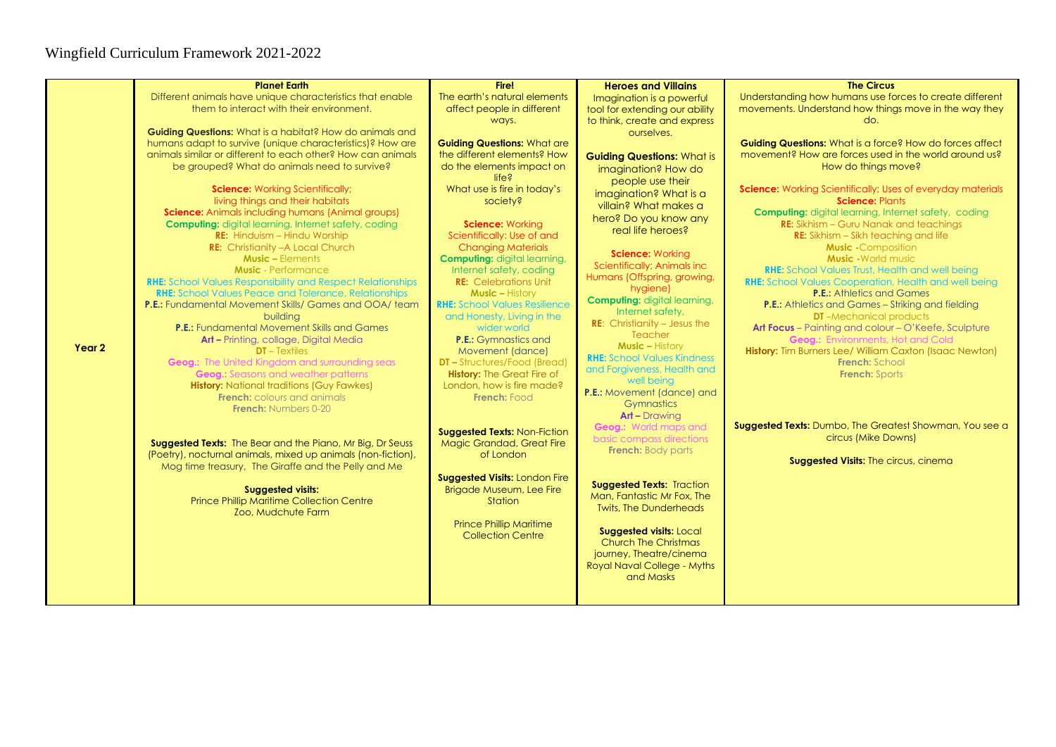# Wingfield Curriculum Framework 2021-2022

| | Planet Earth | Fire! | Heroes and Villains | The Circus |
|---|---|---|---|---|
| **Year 2** | Different animals have unique characteristics that enable them to interact with their environment.<br><br>**Guiding Questions:** What is a habitat? How do animals and humans adapt to survive (unique characteristics)? How are animals similar or different to each other? How can animals be grouped? What do animals need to survive?<br><br>**Science:** Working Scientifically; living things and their habitats<br>**Science:** Animals including humans (Animal groups)<br>**Computing:** digital learning, Internet safety, coding<br>**RE:** Hinduism – Hindu Worship<br>**RE:** Christianity –A Local Church<br>**Music –** Elements<br>**Music** - Performance<br>**RHE:** School Values Responsibility and Respect Relationships<br>**RHE:** School Values Peace and Tolerance, Relationships<br>**P.E.:** Fundamental Movement Skills/ Games and OOA/ team building<br>**P.E.:** Fundamental Movement Skills and Games<br>**Art –** Printing, collage, Digital Media<br>**DT** – Textiles<br>**Geog.:** The United Kingdom and surrounding seas<br>**Geog.:** Seasons and weather patterns<br>**History:** National traditions (Guy Fawkes)<br>**French:** colours and animals<br>**French:** Numbers 0-20<br><br>**Suggested Texts:** The Bear and the Piano, Mr Big, Dr Seuss (Poetry), nocturnal animals, mixed up animals (non-fiction), Mog time treasury, The Giraffe and the Pelly and Me<br><br>**Suggested visits:**<br>Prince Phillip Maritime Collection Centre<br>Zoo, Mudchute Farm | The earth's natural elements affect people in different ways.<br><br>**Guiding Questions:** What are the different elements? How do the elements impact on life?<br>What use is fire in today's society?<br><br>**Science:** Working Scientifically: Use of and Changing Materials<br>**Computing:** digital learning, Internet safety, coding<br>**RE:** Celebrations Unit<br>**Music –** History<br>**RHE:** School Values Resilience and Honesty, Living in the wider world<br>**P.E.:** Gymnastics and Movement (dance)<br>**DT –** Structures/Food (Bread)<br>**History:** The Great Fire of London, how is fire made?<br>**French:** Food<br><br>**Suggested Texts:** Non-Fiction Magic Grandad, Great Fire of London<br><br>**Suggested Visits:** London Fire Brigade Museum, Lee Fire Station<br><br>Prince Phillip Maritime Collection Centre | Imagination is a powerful tool for extending our ability to think, create and express ourselves.<br><br>**Guiding Questions:** What is imagination? How do people use their imagination? What is a villain? What makes a hero? Do you know any real life heroes?<br><br>**Science:** Working Scientifically; Animals inc Humans (Offspring, growing, hygiene)<br>**Computing:** digital learning, Internet safety,<br>**RE:** Christianity – Jesus the Teacher<br>**Music –** History<br>**RHE:** School Values Kindness and Forgiveness, Health and well being<br>**P.E.:** Movement (dance) and Gymnastics<br>**Art –** Drawing<br>**Geog.:** World maps and basic compass directions<br>**French:** Body parts<br><br>**Suggested Texts:** Traction Man, Fantastic Mr Fox, The Twits, The Dunderheads<br><br>**Suggested visits:** Local Church The Christmas journey, Theatre/cinema Royal Naval College - Myths and Masks | Understanding how humans use forces to create different movements. Understand how things move in the way they do.<br><br>**Guiding Questions:** What is a force? How do forces affect movement? How are forces used in the world around us? How do things move?<br><br>**Science:** Working Scientifically; Uses of everyday materials<br>**Science:** Plants<br>**Computing:** digital learning, Internet safety, coding<br>**RE:** Sikhism – Guru Nanak and teachings<br>**RE:** Sikhism – Sikh teaching and life<br>**Music -**Composition<br>**Music -**World music<br>**RHE:** School Values Trust, Health and well being<br>**RHE:** School Values Cooperation, Health and well being<br>**P.E.:** Athletics and Games<br>**P.E.:** Athletics and Games – Striking and fielding<br>**DT** –Mechanical products<br>**Art Focus** – Painting and colour – O'Keefe, Sculpture<br>**Geog.:** Environments, Hot and Cold<br>**History:** Tim Burners Lee/ William Caxton (Isaac Newton)<br>**French:** School<br>**French:** Sports<br><br>**Suggested Texts:** Dumbo, The Greatest Showman, You see a circus (Mike Downs)<br><br>**Suggested Visits:** The circus, cinema |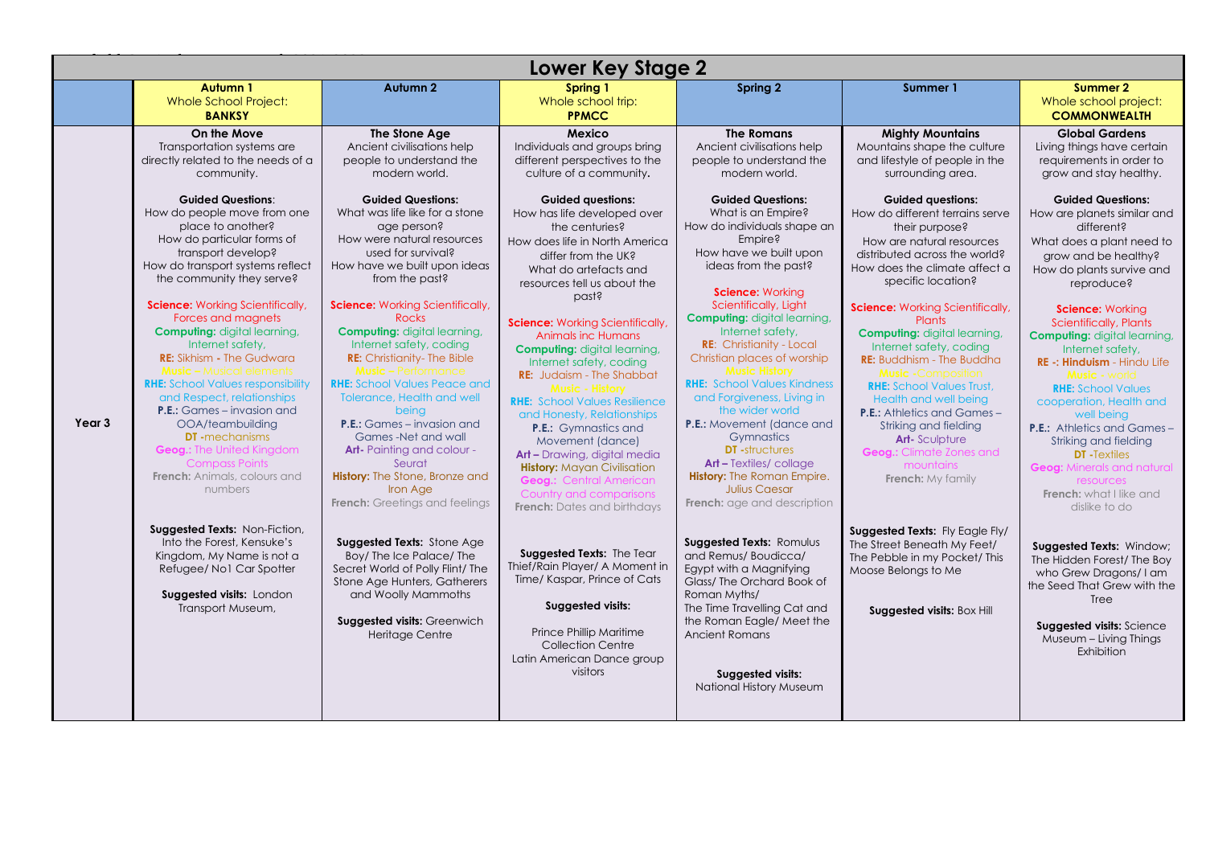# Lower Key Stage 2

| | Autumn 1<br>Whole School Project:<br>**BANKSY** | Autumn 2 | Spring 1<br>Whole school trip:<br>**PPMCC** | Spring 2 | Summer 1 | Summer 2<br>Whole school project:<br>**COMMONWEALTH** |
|---|---|---|---|---|---|---|
| **Year 3** | **On the Move**<br>Transportation systems are directly related to the needs of a community.<br><br>**Guided Questions**:<br>How do people move from one place to another?<br>How do particular forms of transport develop?<br>How do transport systems reflect the community they serve?<br><br>**Science:** Working Scientifically, Forces and magnets<br>**Computing:** digital learning, Internet safety,<br>**RE:** Sikhism **-** The Gudwara<br>**Music –** Musical elements<br>**RHE:** School Values responsibility and Respect, relationships<br>**P.E.:** Games – invasion and OOA/teambuilding<br>**DT -**mechanisms<br>**Geog.:** The United Kingdom Compass Points<br>**French:** Animals, colours and numbers<br><br>**Suggested Texts:** Non-Fiction, Into the Forest, Kensuke's Kingdom, My Name is not a Refugee/ No1 Car Spotter<br><br>**Suggested visits:** London Transport Museum, | **The Stone Age**<br>Ancient civilisations help people to understand the modern world.<br><br>**Guided Questions:**<br>What was life like for a stone age person?<br>How were natural resources used for survival?<br>How have we built upon ideas from the past?<br><br>**Science:** Working Scientifically, Rocks<br>**Computing:** digital learning, Internet safety, coding<br>**RE:** Christianity- The Bible<br>**Music –** Performance<br>**RHE:** School Values Peace and Tolerance, Health and well being<br>**P.E.:** Games – invasion and Games -Net and wall<br>**Art-** Painting and colour - Seurat<br>**History:** The Stone, Bronze and Iron Age<br>**French:** Greetings and feelings<br><br>**Suggested Texts:** Stone Age Boy/ The Ice Palace/ The Secret World of Polly Flint/ The Stone Age Hunters, Gatherers and Woolly Mammoths<br><br>**Suggested visits:** Greenwich Heritage Centre | **Mexico**<br>Individuals and groups bring different perspectives to the culture of a community**.**<br><br>**Guided questions:**<br>How has life developed over the centuries?<br>How does life in North America differ from the UK?<br>What do artefacts and resources tell us about the past?<br><br>**Science:** Working Scientifically, Animals inc Humans<br>**Computing:** digital learning, Internet safety, coding<br>**RE:** Judaism - The Shabbat<br>**Music – History**<br>**RHE:** School Values Resilience and Honesty, Relationships<br>**P.E.:** Gymnastics and Movement (dance)<br>**Art –** Drawing, digital media<br>**History:** Mayan Civilisation<br>**Geog.:** Central American Country and comparisons<br>**French:** Dates and birthdays<br><br>**Suggested Texts:** The Tear Thief/Rain Player/ A Moment in Time/ Kaspar, Prince of Cats<br><br>**Suggested visits:**<br><br>Prince Phillip Maritime Collection Centre<br>Latin American Dance group visitors | **The Romans**<br>Ancient civilisations help people to understand the modern world.<br><br>**Guided Questions:**<br>What is an Empire?<br>How do individuals shape an Empire?<br>How have we built upon ideas from the past?<br><br>**Science:** Working Scientifically, Light<br>**Computing:** digital learning, Internet safety,<br>**RE**: Christianity - Local Christian places of worship<br>**Music History**<br>**RHE:** School Values Kindness and Forgiveness, Living in the wider world<br>**P.E.:** Movement (dance and Gymnastics<br>**DT -**structures<br>**Art –** Textiles/ collage<br>**History:** The Roman Empire. Julius Caesar<br>**French:** age and description<br><br>**Suggested Texts:** Romulus and Remus/ Boudicca/ Egypt with a Magnifying Glass/ The Orchard Book of Roman Myths/<br>The Time Travelling Cat and the Roman Eagle/ Meet the Ancient Romans<br><br>**Suggested visits:**<br>National History Museum | **Mighty Mountains**<br>Mountains shape the culture and lifestyle of people in the surrounding area.<br><br>**Guided questions:**<br>How do different terrains serve their purpose?<br>How are natural resources distributed across the world?<br>How does the climate affect a specific location?<br><br>**Science:** Working Scientifically, Plants<br>**Computing:** digital learning, Internet safety, coding<br>**RE:** Buddhism - The Buddha<br>**Music** - Composition<br>**RHE:** School Values Trust, Health and well being<br>**P.E.:** Athletics and Games – Striking and fielding<br>**Art-** Sculpture<br>**Geog.:** Climate Zones and mountains<br>**French:** My family<br><br>**Suggested Texts:** Fly Eagle Fly/ The Street Beneath My Feet/ The Pebble in my Pocket/ This Moose Belongs to Me<br><br>**Suggested visits:** Box Hill | **Global Gardens**<br>Living things have certain requirements in order to grow and stay healthy.<br><br>**Guided Questions:**<br>How are planets similar and different?<br>What does a plant need to grow and be healthy?<br>How do plants survive and reproduce?<br><br>**Science:** Working Scientifically, Plants<br>**Computing:** digital learning, Internet safety,<br>**RE -: Hinduism** - Hindu Life<br>**Music** - world<br>**RHE:** School Values cooperation, Health and well being<br>**P.E.:** Athletics and Games – Striking and fielding<br>**DT -**Textiles<br>**Geog:** Minerals and natural resources<br>**French:** what I like and dislike to do<br><br>**Suggested Texts:** Window; The Hidden Forest/ The Boy who Grew Dragons/ I am the Seed That Grew with the Tree<br><br>**Suggested visits:** Science Museum – Living Things Exhibition |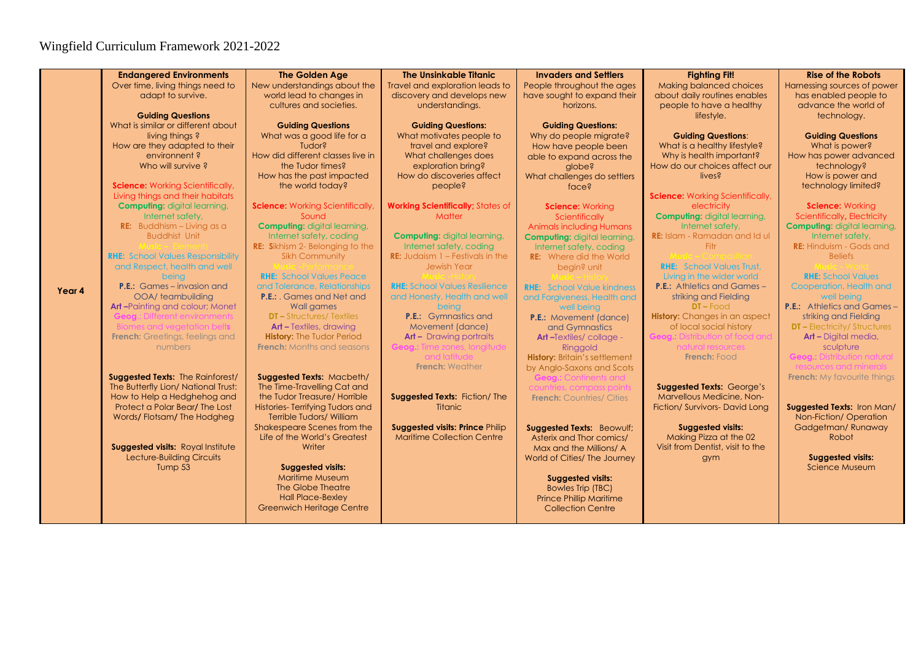Wingfield Curriculum Framework 2021-2022

| | Endangered Environments | The Golden Age | The Unsinkable Titanic | Invaders and Settlers | Fighting Fit! | Rise of the Robots |
|---|---|---|---|---|---|---|
| **Year 4** | Over time, living things need to adapt to survive.<br><br>**Guiding Questions**<br>What is similar or different about living things ?<br>How are they adapted to their environment ?<br>Who will survive ?<br><br>**Science:** Working Scientifically, Living things and their habitats<br>**Computing:** digital learning, Internet safety,<br>**RE:** Buddhism – Living as a Buddhist Unit<br>**Music** – Elements<br>**RHE:** School Values Responsibility and Respect, health and well being<br>**P.E.:** Games – invasion and OOA/ teambuilding<br>**Art** –Painting and colour; Monet<br>**Geog**.: Different environments Biomes and vegetation belts<br>**French:** Greetings, feelings and numbers<br><br>**Suggested Texts:** The Rainforest/ The Butterfly Lion/ National Trust: How to Help a Hedgehog and Protect a Polar Bear/ The Lost Words/ Flotsam/ The Hodgheg<br><br>**Suggested visits:** Royal Institute Lecture-Building Circuits<br>Tump 53 | New understandings about the world lead to changes in cultures and societies.<br><br>**Guiding Questions**<br>What was a good life for a Tudor?<br>How did different classes live in the Tudor times?<br>How has the past impacted the world today?<br><br>**Science:** Working Scientifically, Sound<br>**Computing:** digital learning, Internet safety, coding<br>**RE:** Sikhism 2- Belonging to the Sikh Community<br>**Music** -Performance<br>**RHE:** School Values Peace and Tolerance, Relationships<br>**P.E.:** . Games and Net and Wall games<br>**DT** – Structures/ Textiles<br>**Art** – Textiles, drawing<br>**History:** The Tudor Period<br>**French:** Months and seasons<br><br>**Suggested Texts:** Macbeth/ The Time-Travelling Cat and the Tudor Treasure/ Horrible Histories- Terrifying Tudors and Terrible Tudors/ William Shakespeare Scenes from the Life of the World's Greatest Writer<br><br>**Suggested visits:**<br>Maritime Museum<br>The Globe Theatre<br>Hall Place-Bexley<br>Greenwich Heritage Centre | Travel and exploration leads to discovery and develops new understandings.<br><br>**Guiding Questions:**<br>What motivates people to travel and explore?<br>What challenges does exploration bring?<br>How do discoveries affect people?<br><br>**Working Scientifically;** States of Matter<br><br>**Computing:** digital learning, Internet safety, coding<br>**RE:** Judaism 1 – Festivals in the Jewish Year<br>**Music** -History<br>**RHE:** School Values Resilience and Honesty, Health and well being<br>**P.E.:** Gymnastics and Movement (dance)<br>**Art** – Drawing portraits<br>**Geog.:** Time zones, longitude and latitude<br>**French:** Weather<br><br>**Suggested Texts:** Fiction/ The Titanic<br><br>**Suggested visits: Prince** Philip Maritime Collection Centre | People throughout the ages have sought to expand their horizons.<br><br>**Guiding Questions:**<br>Why do people migrate?<br>How have people been able to expand across the globe?<br>What challenges do settlers face?<br><br>**Science:** Working Scientifically<br>Animals including Humans<br>**Computing:** digital learning, Internet safety, coding<br>**RE:** Where did the World begin? unit<br>**Music** – History<br>**RHE:** School Value kindness and Forgiveness, Health and well being<br>**P.E.:** Movement (dance) and Gymnastics<br>**Art** –Textiles/ collage - Ringgold<br>**History:** Britain's settlement by Anglo-Saxons and Scots<br>**Geog.:** Continents and countries, compass points<br>**French:** Countries/ Cities<br><br>**Suggested Texts:** Beowulf; Asterix and Thor comics/ Max and the Millions/ A World of Cities/ The Journey<br><br>**Suggested visits:**<br>Bowles Trip (TBC)<br>Prince Phillip Maritime Collection Centre | Making balanced choices about daily routines enables people to have a healthy lifestyle.<br><br>**Guiding Questions**:<br>What is a healthy lifestyle?<br>Why is health important?<br>How do our choices affect our lives?<br><br>**Science:** Working Scientifically, electricity<br>**Computing:** digital learning, Internet safety,<br>**RE:** Islam - Ramadan and Id ul Fitr<br>**Music** – Composition<br>**RHE:** School Values Trust, Living in the wider world<br>**P.E.:** Athletics and Games – striking and Fielding<br>**DT** – Food<br>**History:** Changes in an aspect of local social history<br>**Geog.:** Distribution of food and natural resources<br>**French:** Food<br><br>**Suggested Texts:** George's Marvellous Medicine, Non-Fiction/ Survivors- David Long<br><br>**Suggested visits:**<br>Making Pizza at the 02<br>Visit from Dentist, visit to the gym | Harnessing sources of power has enabled people to advance the world of technology.<br><br>**Guiding Questions**<br>What is power?<br>How has power advanced technology?<br>How is power and technology limited?<br><br>**Science:** Working Scientifically, Electricity<br>**Computing:** digital learning, Internet safety,<br>**RE:** Hinduism - Gods and Beliefs<br>**Music** - World<br>**RHE:** School Values Cooperation, Health and well being<br>**P.E.:** Athletics and Games – striking and Fielding<br>**DT** – Electricity/ Structures<br>**Art** – Digital media, sculpture<br>**Geog.:** Distribution natural resources and minerals<br>**French:** My favourite things<br><br>**Suggested Texts:** Iron Man/ Non-Fiction/ Operation Gadgetman/ Runaway Robot<br><br>**Suggested visits:**<br>Science Museum |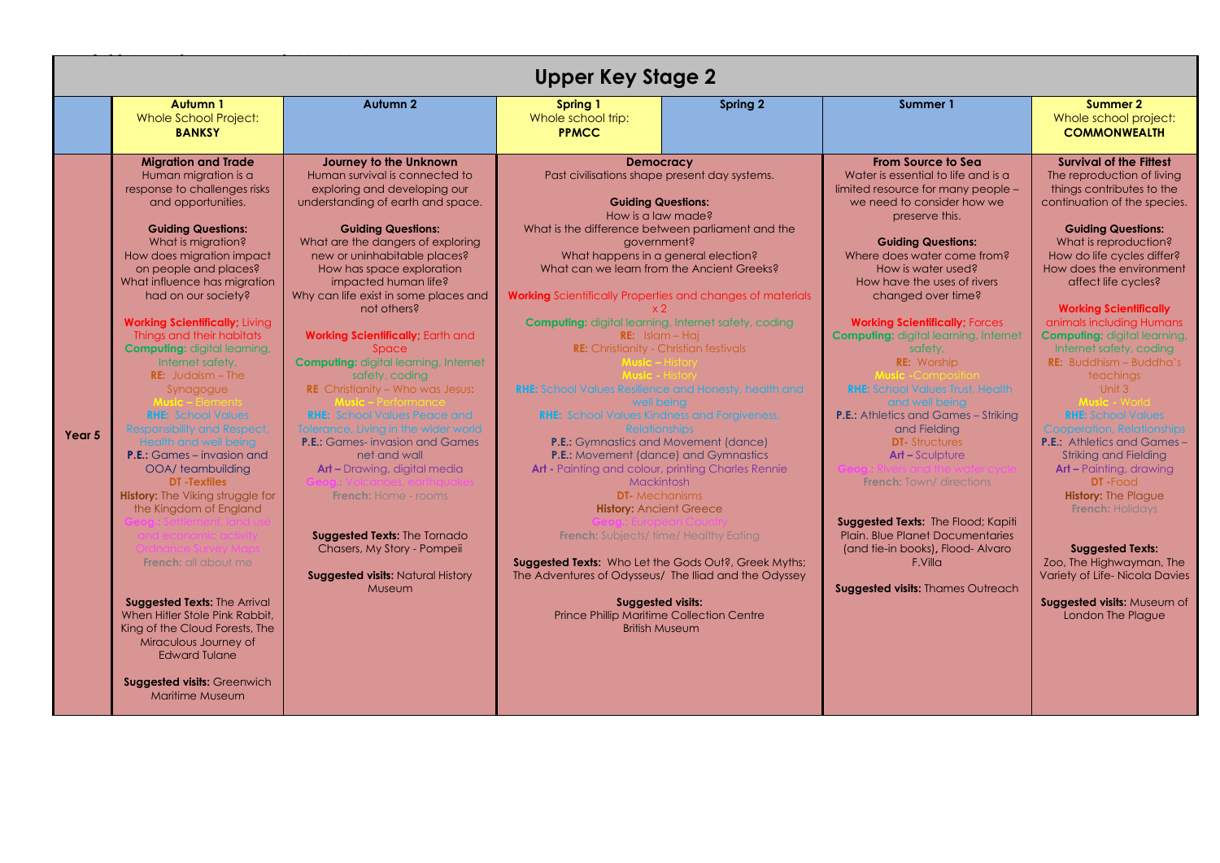# Upper Key Stage 2

| | Autumn 1<br>Whole School Project:<br>**BANKSY** | Autumn 2 | Spring 1<br>Whole school trip:<br>**PPMCC** | Spring 2 | Summer 1 | Summer 2<br>Whole school project:<br>**COMMONWEALTH** |
|---|---|---|---|---|---|---|
| **Year 5** | **Migration and Trade**<br>Human migration is a response to challenges risks and opportunities.<br><br>**Guiding Questions:**<br>What is migration?<br>How does migration impact on people and places?<br>What influence has migration had on our society?<br><br>**Working Scientifically;** Living Things and their habitats<br>**Computing:** digital learning, Internet safety,<br>**RE:** Judaism – The Synagogue<br>**Music –** Elements<br>**RHE:** School Values Responsibility and Respect, Health and well being<br>**P.E.:** Games – invasion and OOA/ teambuilding<br>**DT -Textiles**<br>**History:** The Viking struggle for the Kingdom of England<br>**Geog.:** Settlement, land use and economic activity Ordnance Survey Maps<br>**French:** all about me<br><br>**Suggested Texts:** The Arrival When Hitler Stole Pink Rabbit, King of the Cloud Forests, The Miraculous Journey of Edward Tulane<br><br>**Suggested visits:** Greenwich Maritime Museum | **Journey to the Unknown**<br>Human survival is connected to exploring and developing our understanding of earth and space.<br><br>**Guiding Questions:**<br>What are the dangers of exploring new or uninhabitable places?<br>How has space exploration impacted human life?<br>Why can life exist in some places and not others?<br><br>**Working Scientifically;** Earth and Space<br>**Computing:** digital learning, Internet safety, coding<br>**RE** Christianity – Who was Jesus:<br>**Music –** Performance<br>**RHE:** School Values Peace and Tolerance, Living in the wider world<br>**P.E.:** Games- invasion and Games net and wall<br>**Art –** Drawing, digital media<br>**Geog.:** Volcanoes, earthquakes<br>**French:** Home - rooms<br><br>**Suggested Texts:** The Tornado Chasers, My Story - Pompeii<br><br>**Suggested visits:** Natural History Museum | **Democracy**<br>Past civilisations shape present day systems.<br><br>**Guiding Questions:**<br>How is a law made?<br>What is the difference between parliament and the government?<br>What happens in a general election?<br>What can we learn from the Ancient Greeks?<br><br>**Working** Scientifically Properties and changes of materials x 2<br>**Computing:** digital learning, Internet safety, coding<br>**RE:** Islam – Hajj<br>**RE:** Christianity - Christian festivals<br>**Music –** History<br>**Music -** History<br>**RHE:** School Values Resilience and Honesty, health and well being<br>**RHE:** School Values Kindness and Forgiveness, Relationships<br>**P.E.:** Gymnastics and Movement (dance)<br>**P.E.:** Movement (dance) and Gymnastics<br>**Art -** Painting and colour, printing Charles Rennie Mackintosh<br>**DT-** Mechanisms<br>**History:** Ancient Greece<br>**Geog.:** European Country<br>**French:** Subjects/ time/ Healthy Eating<br><br>**Suggested Texts:** Who Let the Gods Out?, Greek Myths; The Adventures of Odysseus/ The Iliad and the Odyssey<br><br>**Suggested visits:**<br>Prince Phillip Maritime Collection Centre<br>British Museum | | **From Source to Sea**<br>Water is essential to life and is a limited resource for many people – we need to consider how we preserve this.<br><br>**Guiding Questions:**<br>Where does water come from?<br>How is water used?<br>How have the uses of rivers changed over time?<br><br>**Working Scientifically;** Forces<br>**Computing:** digital learning, Internet safety,<br>**RE:** Worship<br>**Music -**Composition<br>**RHE:** School Values Trust, Health and well being<br>**P.E.:** Athletics and Games – Striking and Fielding<br>**DT-** Structures<br>**Art –** Sculpture<br>**Geog.:** Rivers and the water cycle<br>**French:** Town/ directions<br><br>**Suggested Texts:** The Flood; Kapiti Plain. Blue Planet Documentaries (and tie-in books), Flood- Alvaro F.Villa<br><br>**Suggested visits:** Thames Outreach | **Survival of the Fittest**<br>The reproduction of living things contributes to the continuation of the species.<br><br>**Guiding Questions:**<br>What is reproduction?<br>How do life cycles differ?<br>How does the environment affect life cycles?<br><br>**Working Scientifically** animals including Humans<br>**Computing:** digital learning, Internet safety, coding<br>**RE:** Buddhism – Buddha's teachings Unit 3<br>**Music -** World<br>**RHE:** School Values Cooperation, Relationships<br>**P.E.:** Athletics and Games – Striking and Fielding<br>**Art –** Painting, drawing<br>**DT -**Food<br>**History:** The Plague<br>**French:** Holidays<br><br>**Suggested Texts:**<br>Zoo, The Highwayman, The Variety of Life- Nicola Davies<br><br>**Suggested visits:** Museum of London The Plague |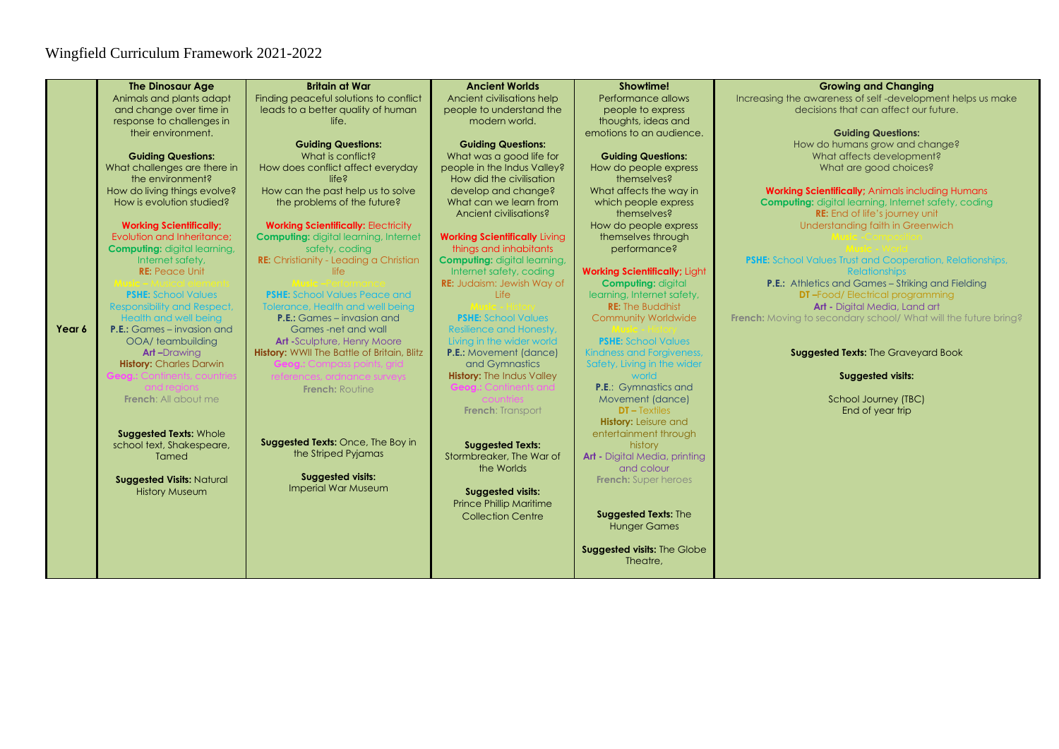Wingfield Curriculum Framework 2021-2022

| | | | | | |
|---|---|---|---|---|---|
| Year 6 | **The Dinosaur Age**<br>Animals and plants adapt and change over time in response to challenges in their environment.<br><br>**Guiding Questions:**<br>What challenges are there in the environment?<br>How do living things evolve?<br>How is evolution studied?<br><br>**Working Scientifically;** Evolution and Inheritance;<br>**Computing:** digital learning, Internet safety,<br>**RE:** Peace Unit<br>**Music –** Musical elements<br>**PSHE:** School Values Responsibility and Respect, Health and well being<br>**P.E.:** Games – invasion and OOA/ teambuilding<br>**Art –**Drawing<br>**History:** Charles Darwin<br>**Geog.:** Continents, countries and regions<br>**French**: All about me<br><br>**Suggested Texts:** Whole school text, Shakespeare, Tamed<br><br>**Suggested Visits:** Natural History Museum | **Britain at War**<br>Finding peaceful solutions to conflict leads to a better quality of human life.<br><br>**Guiding Questions:**<br>What is conflict?<br>How does conflict affect everyday life?<br>How can the past help us to solve the problems of the future?<br><br>**Working Scientifically:** Electricity<br>**Computing:** digital learning, Internet safety, coding<br>**RE:** Christianity - Leading a Christian life<br>**Music –**Performance<br>**PSHE:** School Values Peace and Tolerance, Health and well being<br>**P.E.:** Games – invasion and Games -net and wall<br>**Art -**Sculpture, Henry Moore<br>**History:** WWII The Battle of Britain, Blitz<br>**Geog.:** Compass points, grid references, ordnance surveys<br>**French:** Routine<br><br>**Suggested Texts:** Once, The Boy in the Striped Pyjamas<br><br>**Suggested visits:**<br>Imperial War Museum | **Ancient Worlds**<br>Ancient civilisations help people to understand the modern world.<br><br>**Guiding Questions:**<br>What was a good life for people in the Indus Valley?<br>How did the civilisation develop and change?<br>What can we learn from Ancient civilisations?<br><br>**Working Scientifically** Living things and inhabitants<br>**Computing:** digital learning, Internet safety, coding<br>**RE:** Judaism: Jewish Way of Life<br>**Music** - History<br>**PSHE:** School Values Resilience and Honesty, Living in the wider world<br>**P.E.:** Movement (dance) and Gymnastics<br>**History:** The Indus Valley<br>**Geog.:** Continents and countries<br>**French**: Transport<br><br>**Suggested Texts:**<br>Stormbreaker, The War of the Worlds<br><br>**Suggested visits:**<br>Prince Phillip Maritime Collection Centre | **Showtime!**<br>Performance allows people to express thoughts, ideas and emotions to an audience.<br><br>**Guiding Questions:**<br>How do people express themselves?<br>What affects the way in which people express themselves?<br>How do people express themselves through performance?<br><br>**Working Scientifically;** Light<br>**Computing:** digital learning, Internet safety,<br>**RE:** The Buddhist Community Worldwide<br>**Music** - History<br>**PSHE:** School Values Kindness and Forgiveness, Safety, Living in the wider world<br>**P.E.**: Gymnastics and Movement (dance)<br>**DT –** Textiles<br>**History:** Leisure and entertainment through history<br>**Art -** Digital Media, printing and colour<br>**French:** Super heroes<br><br>**Suggested Texts:** The Hunger Games<br><br>**Suggested visits:** The Globe Theatre, | **Growing and Changing**<br>Increasing the awareness of self -development helps us make decisions that can affect our future.<br><br>**Guiding Questions:**<br>How do humans grow and change?<br>What affects development?<br>What are good choices?<br><br>**Working Scientifically;** Animals including Humans<br>**Computing:** digital learning, Internet safety, coding<br>**RE:** End of life's journey unit<br>Understanding faith in Greenwich<br>**Music -**Composition<br>**Music** - World<br>**PSHE:** School Values Trust and Cooperation, Relationships, Relationships<br>**P.E.:** Athletics and Games – Striking and Fielding<br>**DT –**Food/ Electrical programming<br>**Art -** Digital Media, Land art<br>**French:** Moving to secondary school/ What will the future bring?<br><br>**Suggested Texts:** The Graveyard Book<br><br>**Suggested visits:**<br><br>School Journey (TBC)<br>End of year trip |